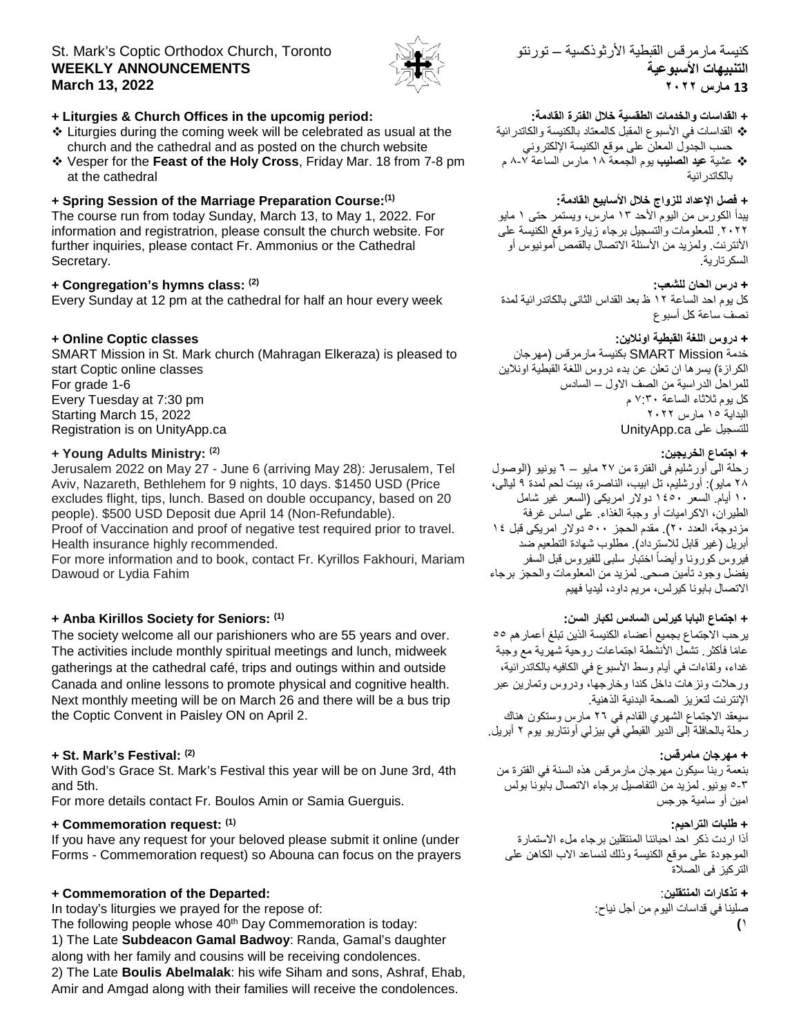St. Mark's Coptic Orthodox Church, Toronto
**WEEKLY ANNOUNCEMENTS**
**March 13, 2022**

كنيسة مارمرقس القبطية الأرثوذكسية – تورنتو
**التنبيهات الأسبوعية**
**13 مارس ٢٠٢٢**

**+ Liturgies & Church Offices in the upcomig period:**

- Liturgies during the coming week will be celebrated as usual at the church and the cathedral and as posted on the church website
- Vesper for the **Feast of the Holy Cross**, Friday Mar. 18 from 7-8 pm at the cathedral

**+ القداسات والخدمات الطقسية خلال الفترة القادمة:**

- القداسات في الأسبوع المقبل كالمعتاد بالكنيسة والكاتدرائية حسب الجدول المعلن على موقع الكنيسة الإلكتروني
- عشية **عيد الصليب** يوم الجمعة ١٨ مارس الساعة ٧-٨ م بالكاتدرائية

**+ Spring Session of the Marriage Preparation Course:[1]**

The course run from today Sunday, March 13, to May 1, 2022. For information and registratrion, please consult the church website. For further inquiries, please contact Fr. Ammonius or the Cathedral Secretary.

**+ فصل الإعداد للزواج خلال الأسابيع القادمة:**

يبدأ الكورس من اليوم الأحد ١٣ مارس، ويستمر حتى ١ مايو ٢٠٢٢. للمعلومات والتسجيل برجاء زيارة موقع الكنيسة على الأنترنت. ولمزيد من الأسئلة الاتصال بالقمص أمونيوس أو السكرتارية.

**+ Congregation's hymns class: [2]**

Every Sunday at 12 pm at the cathedral for half an hour every week

**+ درس الحان للشعب:**

كل يوم احد الساعة ١٢ ظ بعد القداس الثانى بالكاتدرائية لمدة نصف ساعة كل أسبوع

**+ Online Coptic classes**

SMART Mission in St. Mark church (Mahragan Elkeraza) is pleased to start Coptic online classes
For grade 1-6
Every Tuesday at 7:30 pm
Starting March 15, 2022
Registration is on UnityApp.ca

**+ دروس اللغة القبطية اونلاين:**

خدمة SMART Mission بكنيسة مارمرقس (مهرجان الكرازة) يسرها ان تعلن عن بدء دروس اللغة القبطية اونلاين للمراحل الدراسية من الصف الاول – السادس
كل يوم ثلاثاء الساعة ٧:٣٠ م
البداية ١٥ مارس ٢٠٢٢
للتسجيل على UnityApp.ca

**+ Young Adults Ministry: [2]**

Jerusalem 2022 on May 27 - June 6 (arriving May 28): Jerusalem, Tel Aviv, Nazareth, Bethlehem for 9 nights, 10 days. $1450 USD (Price excludes flight, tips, lunch. Based on double occupancy, based on 20 people). $500 USD Deposit due April 14 (Non-Refundable).
Proof of Vaccination and proof of negative test required prior to travel. Health insurance highly recommended.
For more information and to book, contact Fr. Kyrillos Fakhouri, Mariam Dawoud or Lydia Fahim

**+ اجتماع الخريجين:**

رحلة الى أورشليم في الفترة من ٢٧ مايو – ٦ يونيو (الوصول ٢٨ مايو): أورشليم، تل ابيب، الناصرة، بيت لحم لمدة ٩ ليالى، ١٠ أيام. السعر ١٤٥٠ دولار امريكى (السعر غير شامل الطيران، الاكراميات أو وجبة الغذاء. على اساس غرفة مزدوجة، العدد ٢٠). مقدم الحجز ٥٠٠ دولار امريكى قبل ١٤ أبريل (غير قابل للاسترداد). مطلوب شهادة التطعيم ضد فيروس كورونا وأيضاً اختبار سلبى للفيروس قبل السفر يفضل وجود تأمين صحى. لمزيد من المعلومات والحجز برجاء الاتصال بابونا كيرلس، مريم داود، ليديا فهيم

**+ Anba Kirillos Society for Seniors: [1]**

The society welcome all our parishioners who are 55 years and over. The activities include monthly spiritual meetings and lunch, midweek gatherings at the cathedral café, trips and outings within and outside Canada and online lessons to promote physical and cognitive health. Next monthly meeting will be on March 26 and there will be a bus trip the Coptic Convent in Paisley ON on April 2.

**+ اجتماع البابا كيرلس السادس لكبار السن:**

يرحب الاجتماع بجميع أعضاء الكنيسة الذين تبلغ أعمارهم ٥٥ عامًا فأكثر. تشمل الأنشطة اجتماعات روحية شهرية مع وجبة غداء، ولقاءات في أيام وسط الأسبوع في الكافيه بالكاتدرائية، ورحلات ونزهات داخل كندا وخارجها، ودروس وتمارين عبر الإنترنت لتعزيز الصحة البدنية الذهنية.
سيعقد الاجتماع الشهري القادم في ٢٦ مارس وستكون هناك رحلة بالحافلة إلى الدير القبطي في بيزلي أونتاريو يوم ٢ أبريل.

**+ St. Mark's Festival: [2]**

With God's Grace St. Mark's Festival this year will be on June 3rd, 4th and 5th.
For more details contact Fr. Boulos Amin or Samia Guerguis.

**+ مهرجان مامرقس:**

بنعمة ربنا سيكون مهرجان مارمرقس هذه السنة في الفترة من ٣-٥ يونيو. لمزيد من التفاصيل برجاء الاتصال بابونا بولس امين أو سامية جرجس

**+ Commemoration request: [1]**

If you have any request for your beloved please submit it online (under Forms - Commemoration request) so Abouna can focus on the prayers

**+ طلبات التراحيم:**

أذا اردت ذكر احد احبائنا المنتقلين برجاء ملء الاستمارة الموجودة على موقع الكنيسة وذلك لنساعد الاب الكاهن على التركيز فى الصلاة

**+ Commemoration of the Departed:**

In today's liturgies we prayed for the repose of:
The following people whose 40th Day Commemoration is today:
1) The Late **Subdeacon Gamal Badwoy**: Randa, Gamal's daughter along with her family and cousins will be receiving condolences.
2) The Late **Boulis Abelmalak**: his wife Siham and sons, Ashraf, Ehab, Amir and Amgad along with their families will receive the condolences.

**+ تذكارات المنتقلين:**

صلينا في قداسات اليوم من أجل نياح:
**(١**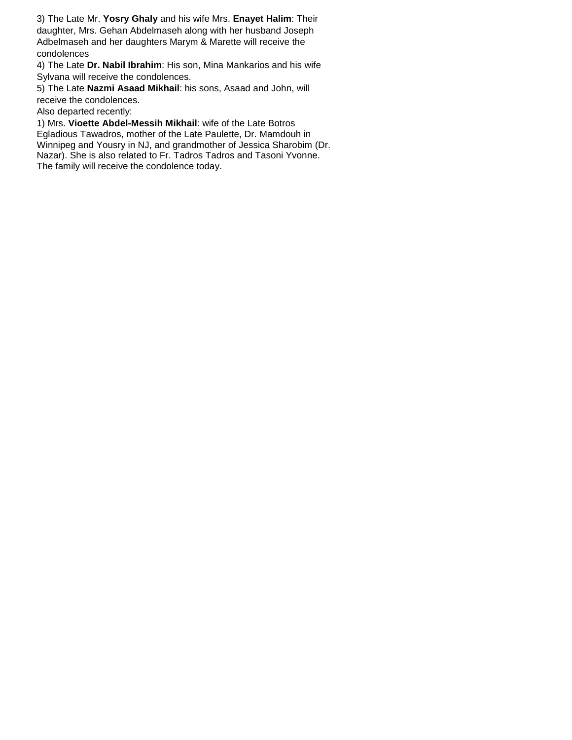3) The Late Mr. **Yosry Ghaly** and his wife Mrs. **Enayet Halim**: Their daughter, Mrs. Gehan Abdelmaseh along with her husband Joseph Adbelmaseh and her daughters Marym & Marette will receive the condolences

4) The Late **Dr. Nabil Ibrahim**: His son, Mina Mankarios and his wife Sylvana will receive the condolences.

5) The Late **Nazmi Asaad Mikhail**: his sons, Asaad and John, will receive the condolences.

Also departed recently:

1) Mrs. **Vioette Abdel-Messih Mikhail**: wife of the Late Botros Egladious Tawadros, mother of the Late Paulette, Dr. Mamdouh in Winnipeg and Yousry in NJ, and grandmother of Jessica Sharobim (Dr. Nazar). She is also related to Fr. Tadros Tadros and Tasoni Yvonne. The family will receive the condolence today.